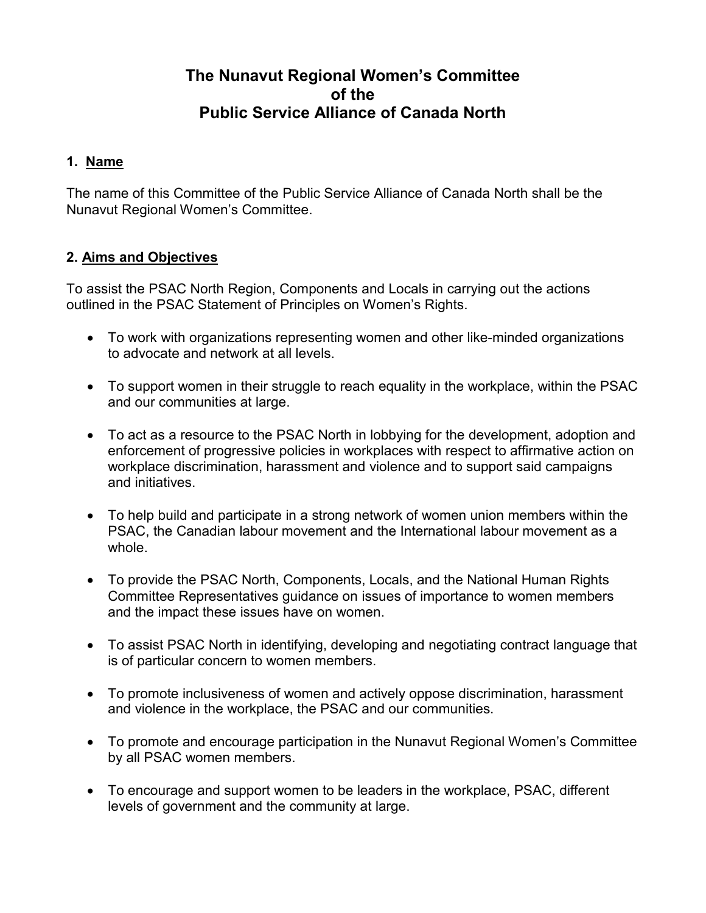# The Nunavut Regional Women's Committee
# of the
# Public Service Alliance of Canada North

## 1. Name

The name of this Committee of the Public Service Alliance of Canada North shall be the Nunavut Regional Women's Committee.

## 2. Aims and Objectives

To assist the PSAC North Region, Components and Locals in carrying out the actions outlined in the PSAC Statement of Principles on Women's Rights.

- To work with organizations representing women and other like-minded organizations to advocate and network at all levels.

- To support women in their struggle to reach equality in the workplace, within the PSAC and our communities at large.

- To act as a resource to the PSAC North in lobbying for the development, adoption and enforcement of progressive policies in workplaces with respect to affirmative action on workplace discrimination, harassment and violence and to support said campaigns and initiatives.

- To help build and participate in a strong network of women union members within the PSAC, the Canadian labour movement and the International labour movement as a whole.

- To provide the PSAC North, Components, Locals, and the National Human Rights Committee Representatives guidance on issues of importance to women members and the impact these issues have on women.

- To assist PSAC North in identifying, developing and negotiating contract language that is of particular concern to women members.

- To promote inclusiveness of women and actively oppose discrimination, harassment and violence in the workplace, the PSAC and our communities.

- To promote and encourage participation in the Nunavut Regional Women's Committee by all PSAC women members.

- To encourage and support women to be leaders in the workplace, PSAC, different levels of government and the community at large.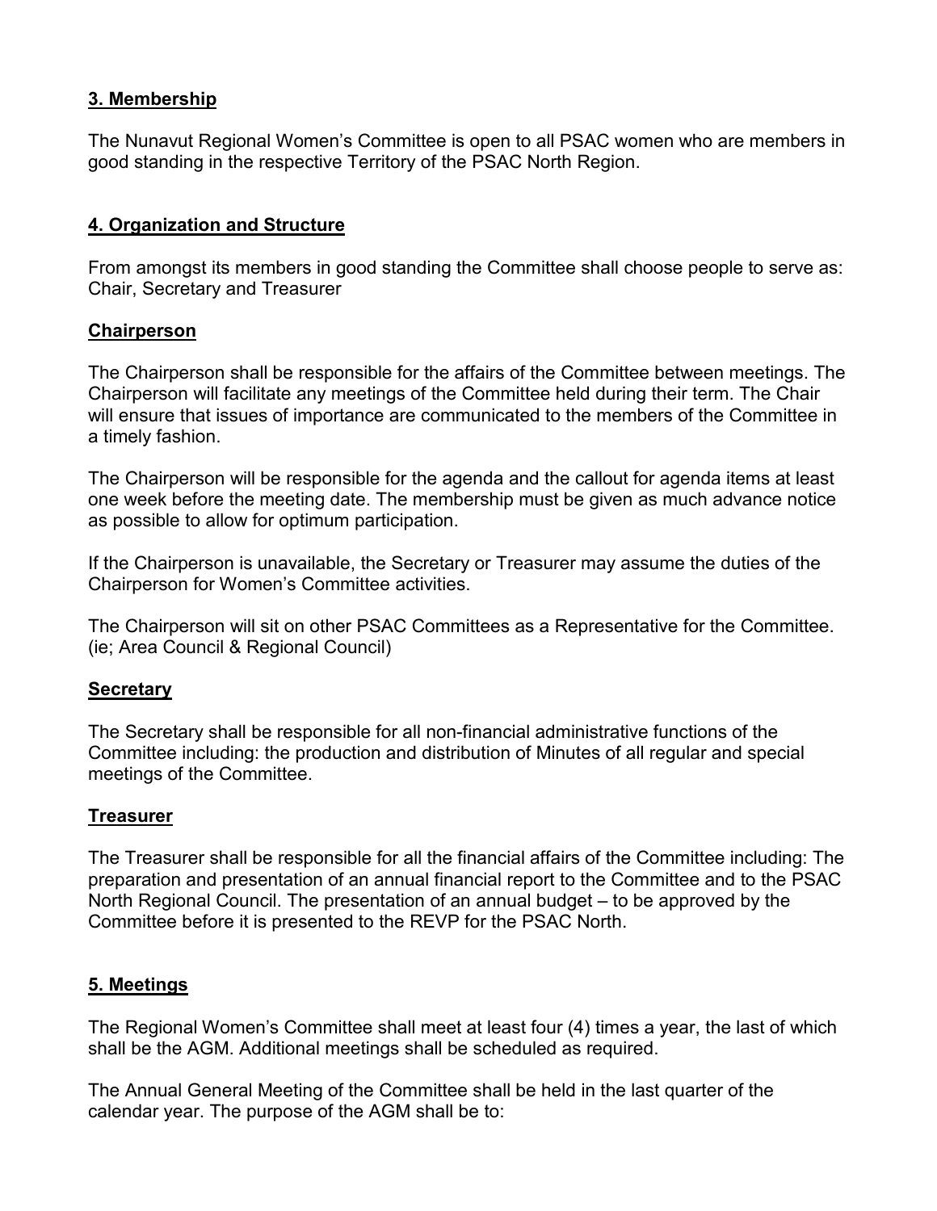## 3. Membership

The Nunavut Regional Women's Committee is open to all PSAC women who are members in good standing in the respective Territory of the PSAC North Region.

## 4. Organization and Structure

From amongst its members in good standing the Committee shall choose people to serve as: Chair, Secretary and Treasurer

### Chairperson

The Chairperson shall be responsible for the affairs of the Committee between meetings. The Chairperson will facilitate any meetings of the Committee held during their term. The Chair will ensure that issues of importance are communicated to the members of the Committee in a timely fashion.

The Chairperson will be responsible for the agenda and the callout for agenda items at least one week before the meeting date. The membership must be given as much advance notice as possible to allow for optimum participation.

If the Chairperson is unavailable, the Secretary or Treasurer may assume the duties of the Chairperson for Women's Committee activities.

The Chairperson will sit on other PSAC Committees as a Representative for the Committee. (ie; Area Council & Regional Council)

### Secretary

The Secretary shall be responsible for all non-financial administrative functions of the Committee including: the production and distribution of Minutes of all regular and special meetings of the Committee.

### Treasurer

The Treasurer shall be responsible for all the financial affairs of the Committee including: The preparation and presentation of an annual financial report to the Committee and to the PSAC North Regional Council. The presentation of an annual budget – to be approved by the Committee before it is presented to the REVP for the PSAC North.

## 5. Meetings

The Regional Women's Committee shall meet at least four (4) times a year, the last of which shall be the AGM. Additional meetings shall be scheduled as required.

The Annual General Meeting of the Committee shall be held in the last quarter of the calendar year. The purpose of the AGM shall be to: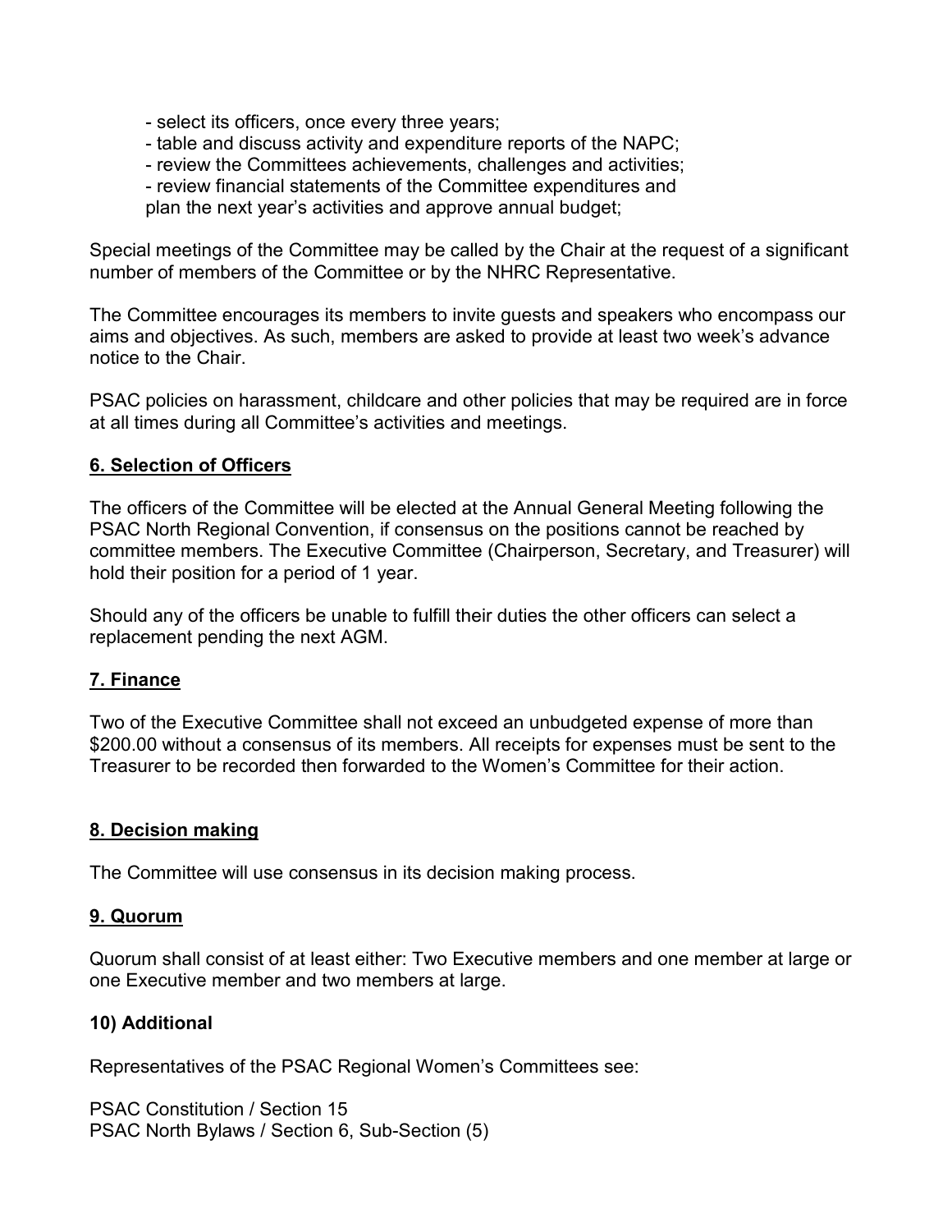- select its officers, once every three years;
- table and discuss activity and expenditure reports of the NAPC;
- review the Committees achievements, challenges and activities;
- review financial statements of the Committee expenditures and plan the next year's activities and approve annual budget;

Special meetings of the Committee may be called by the Chair at the request of a significant number of members of the Committee or by the NHRC Representative.

The Committee encourages its members to invite guests and speakers who encompass our aims and objectives. As such, members are asked to provide at least two week's advance notice to the Chair.

PSAC policies on harassment, childcare and other policies that may be required are in force at all times during all Committee's activities and meetings.

## 6. Selection of Officers

The officers of the Committee will be elected at the Annual General Meeting following the PSAC North Regional Convention, if consensus on the positions cannot be reached by committee members. The Executive Committee (Chairperson, Secretary, and Treasurer) will hold their position for a period of 1 year.

Should any of the officers be unable to fulfill their duties the other officers can select a replacement pending the next AGM.

## 7. Finance

Two of the Executive Committee shall not exceed an unbudgeted expense of more than $200.00 without a consensus of its members. All receipts for expenses must be sent to the Treasurer to be recorded then forwarded to the Women's Committee for their action.

## 8. Decision making

The Committee will use consensus in its decision making process.

## 9. Quorum

Quorum shall consist of at least either: Two Executive members and one member at large or one Executive member and two members at large.

## 10) Additional

Representatives of the PSAC Regional Women's Committees see:

PSAC Constitution / Section 15
PSAC North Bylaws / Section 6, Sub-Section (5)